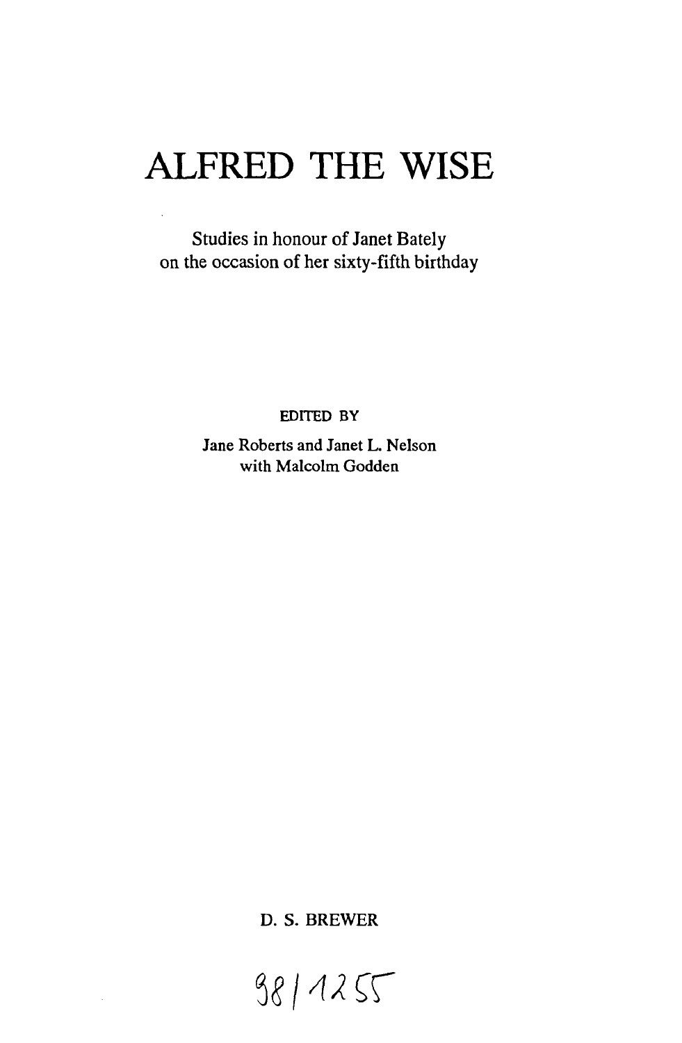# ALFRED THE WISE

Studies in honour of Janet Bately
on the occasion of her sixty-fifth birthday

EDITED BY

Jane Roberts and Janet L. Nelson
with Malcolm Godden

D. S. BREWER

98/1255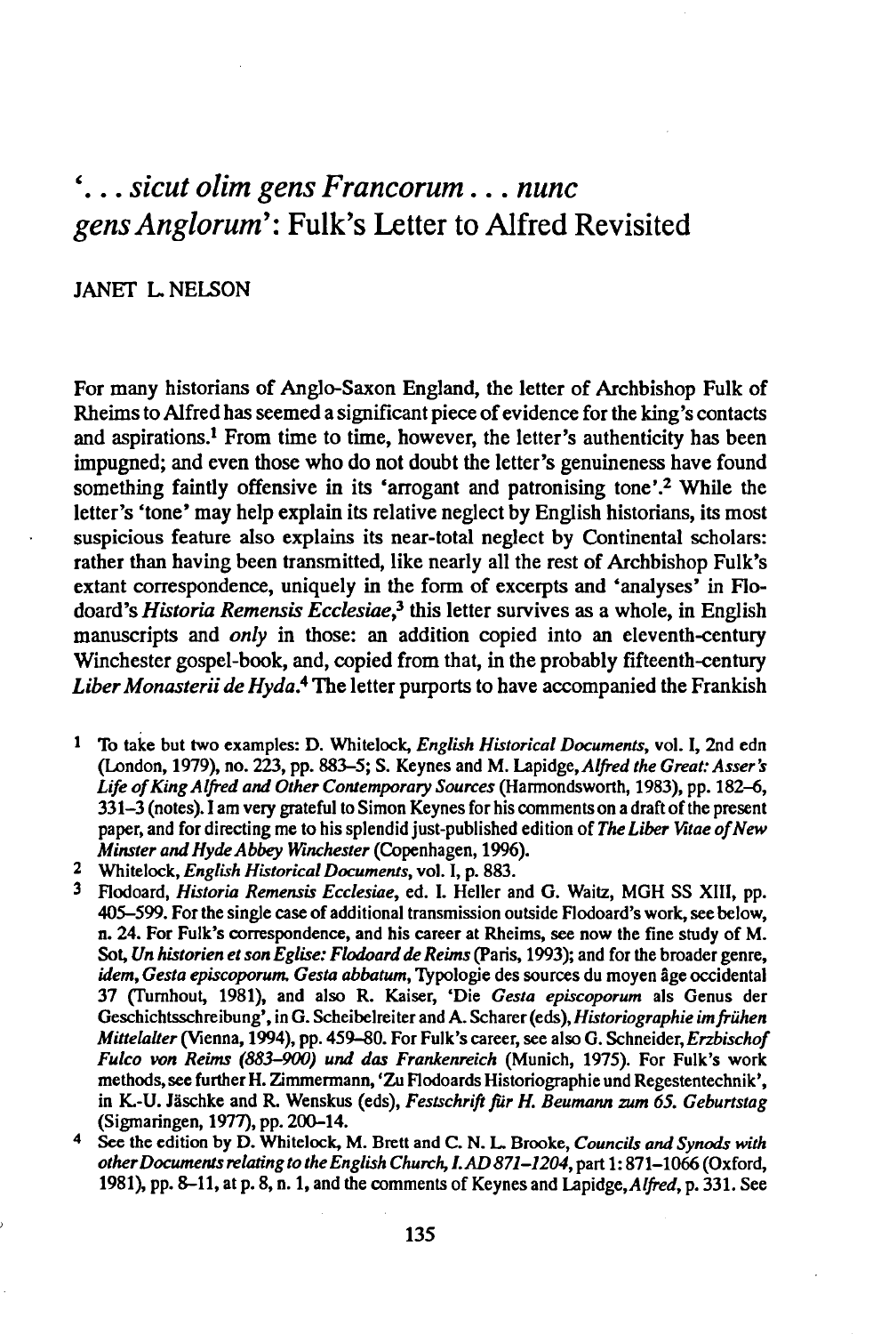# '... *sicut olim gens Francorum ... nunc gens Anglorum*': Fulk's Letter to Alfred Revisited

JANET L. NELSON

For many historians of Anglo-Saxon England, the letter of Archbishop Fulk of Rheims to Alfred has seemed a significant piece of evidence for the king's contacts and aspirations.[1] From time to time, however, the letter's authenticity has been impugned; and even those who do not doubt the letter's genuineness have found something faintly offensive in its 'arrogant and patronising tone'.[2] While the letter's 'tone' may help explain its relative neglect by English historians, its most suspicious feature also explains its near-total neglect by Continental scholars: rather than having been transmitted, like nearly all the rest of Archbishop Fulk's extant correspondence, uniquely in the form of excerpts and 'analyses' in Flodoard's *Historia Remensis Ecclesiae*,[3] this letter survives as a whole, in English manuscripts and *only* in those: an addition copied into an eleventh-century Winchester gospel-book, and, copied from that, in the probably fifteenth-century *Liber Monasterii de Hyda*.[4] The letter purports to have accompanied the Frankish

1 To take but two examples: D. Whitelock, *English Historical Documents*, vol. I, 2nd edn (London, 1979), no. 223, pp. 883–5; S. Keynes and M. Lapidge, *Alfred the Great: Asser's Life of King Alfred and Other Contemporary Sources* (Harmondsworth, 1983), pp. 182–6, 331–3 (notes). I am very grateful to Simon Keynes for his comments on a draft of the present paper, and for directing me to his splendid just-published edition of *The Liber Vitae of New Minster and Hyde Abbey Winchester* (Copenhagen, 1996).

2 Whitelock, *English Historical Documents*, vol. I, p. 883.

3 Flodoard, *Historia Remensis Ecclesiae*, ed. I. Heller and G. Waitz, MGH SS XIII, pp. 405–599. For the single case of additional transmission outside Flodoard's work, see below, n. 24. For Fulk's correspondence, and his career at Rheims, see now the fine study of M. Sot, *Un historien et son Eglise: Flodoard de Reims* (Paris, 1993); and for the broader genre, *idem*, *Gesta episcoporum. Gesta abbatum*, Typologie des sources du moyen âge occidental 37 (Turnhout, 1981), and also R. Kaiser, 'Die *Gesta episcoporum* als Genus der Geschichtsschreibung', in G. Scheibelreiter and A. Scharer (eds), *Historiographie im frühen Mittelalter* (Vienna, 1994), pp. 459–80. For Fulk's career, see also G. Schneider, *Erzbischof Fulco von Reims (883–900) und das Frankenreich* (Munich, 1975). For Fulk's work methods, see further H. Zimmermann, 'Zu Flodoards Historiographie und Regestentechnik', in K.-U. Jäschke and R. Wenskus (eds), *Festschrift für H. Beumann zum 65. Geburtstag* (Sigmaringen, 1977), pp. 200–14.

4 See the edition by D. Whitelock, M. Brett and C. N. L. Brooke, *Councils and Synods with other Documents relating to the English Church, I. AD 871–1204*, part 1: 871–1066 (Oxford, 1981), pp. 8–11, at p. 8, n. 1, and the comments of Keynes and Lapidge, *Alfred*, p. 331. See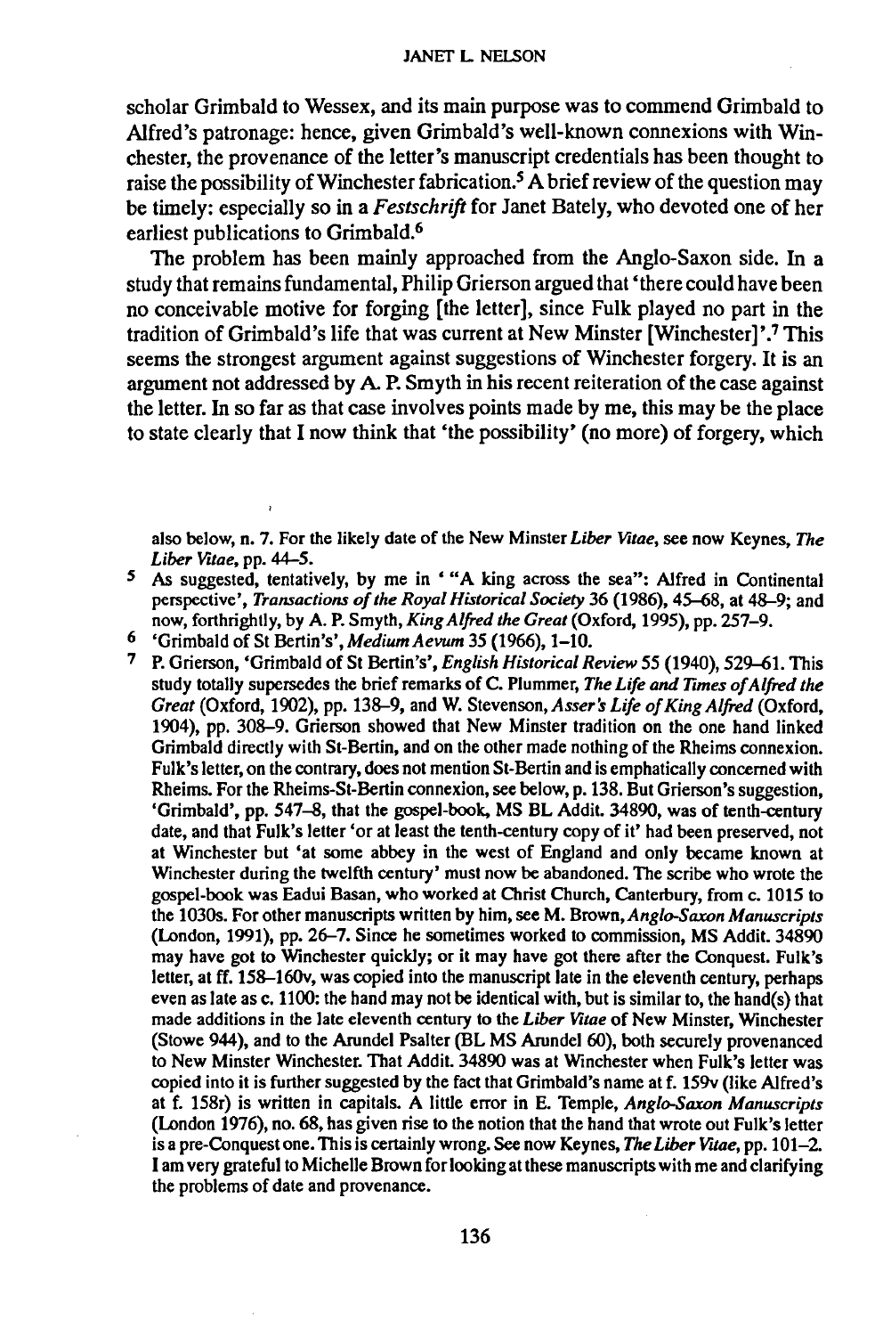scholar Grimbald to Wessex, and its main purpose was to commend Grimbald to Alfred's patronage: hence, given Grimbald's well-known connexions with Winchester, the provenance of the letter's manuscript credentials has been thought to raise the possibility of Winchester fabrication.[5] A brief review of the question may be timely: especially so in a *Festschrift* for Janet Bately, who devoted one of her earliest publications to Grimbald.[6]

The problem has been mainly approached from the Anglo-Saxon side. In a study that remains fundamental, Philip Grierson argued that 'there could have been no conceivable motive for forging [the letter], since Fulk played no part in the tradition of Grimbald's life that was current at New Minster [Winchester]'.[7] This seems the strongest argument against suggestions of Winchester forgery. It is an argument not addressed by A. P. Smyth in his recent reiteration of the case against the letter. In so far as that case involves points made by me, this may be the place to state clearly that I now think that 'the possibility' (no more) of forgery, which

---

also below, n. 7. For the likely date of the New Minster *Liber Vitae*, see now Keynes, *The Liber Vitae*, pp. 44–5.

[5] As suggested, tentatively, by me in '"A king across the sea": Alfred in Continental perspective', *Transactions of the Royal Historical Society* 36 (1986), 45–68, at 48–9; and now, forthrightly, by A. P. Smyth, *King Alfred the Great* (Oxford, 1995), pp. 257–9.

[6] 'Grimbald of St Bertin's', *Medium Aevum* 35 (1966), 1–10.

[7] P. Grierson, 'Grimbald of St Bertin's', *English Historical Review* 55 (1940), 529–61. This study totally supersedes the brief remarks of C. Plummer, *The Life and Times of Alfred the Great* (Oxford, 1902), pp. 138–9, and W. Stevenson, *Asser's Life of King Alfred* (Oxford, 1904), pp. 308–9. Grierson showed that New Minster tradition on the one hand linked Grimbald directly with St-Bertin, and on the other made nothing of the Rheims connexion. Fulk's letter, on the contrary, does not mention St-Bertin and is emphatically concerned with Rheims. For the Rheims-St-Bertin connexion, see below, p. 138. But Grierson's suggestion, 'Grimbald', pp. 547–8, that the gospel-book, MS BL Addit. 34890, was of tenth-century date, and that Fulk's letter 'or at least the tenth-century copy of it' had been preserved, not at Winchester but 'at some abbey in the west of England and only became known at Winchester during the twelfth century' must now be abandoned. The scribe who wrote the gospel-book was Eadui Basan, who worked at Christ Church, Canterbury, from c. 1015 to the 1030s. For other manuscripts written by him, see M. Brown, *Anglo-Saxon Manuscripts* (London, 1991), pp. 26–7. Since he sometimes worked to commission, MS Addit. 34890 may have got to Winchester quickly; or it may have got there after the Conquest. Fulk's letter, at ff. 158–160v, was copied into the manuscript late in the eleventh century, perhaps even as late as c. 1100: the hand may not be identical with, but is similar to, the hand(s) that made additions in the late eleventh century to the *Liber Vitae* of New Minster, Winchester (Stowe 944), and to the Arundel Psalter (BL MS Arundel 60), both securely provenanced to New Minster Winchester. That Addit. 34890 was at Winchester when Fulk's letter was copied into it is further suggested by the fact that Grimbald's name at f. 159v (like Alfred's at f. 158r) is written in capitals. A little error in E. Temple, *Anglo-Saxon Manuscripts* (London 1976), no. 68, has given rise to the notion that the hand that wrote out Fulk's letter is a pre-Conquest one. This is certainly wrong. See now Keynes, *The Liber Vitae*, pp. 101–2. I am very grateful to Michelle Brown for looking at these manuscripts with me and clarifying the problems of date and provenance.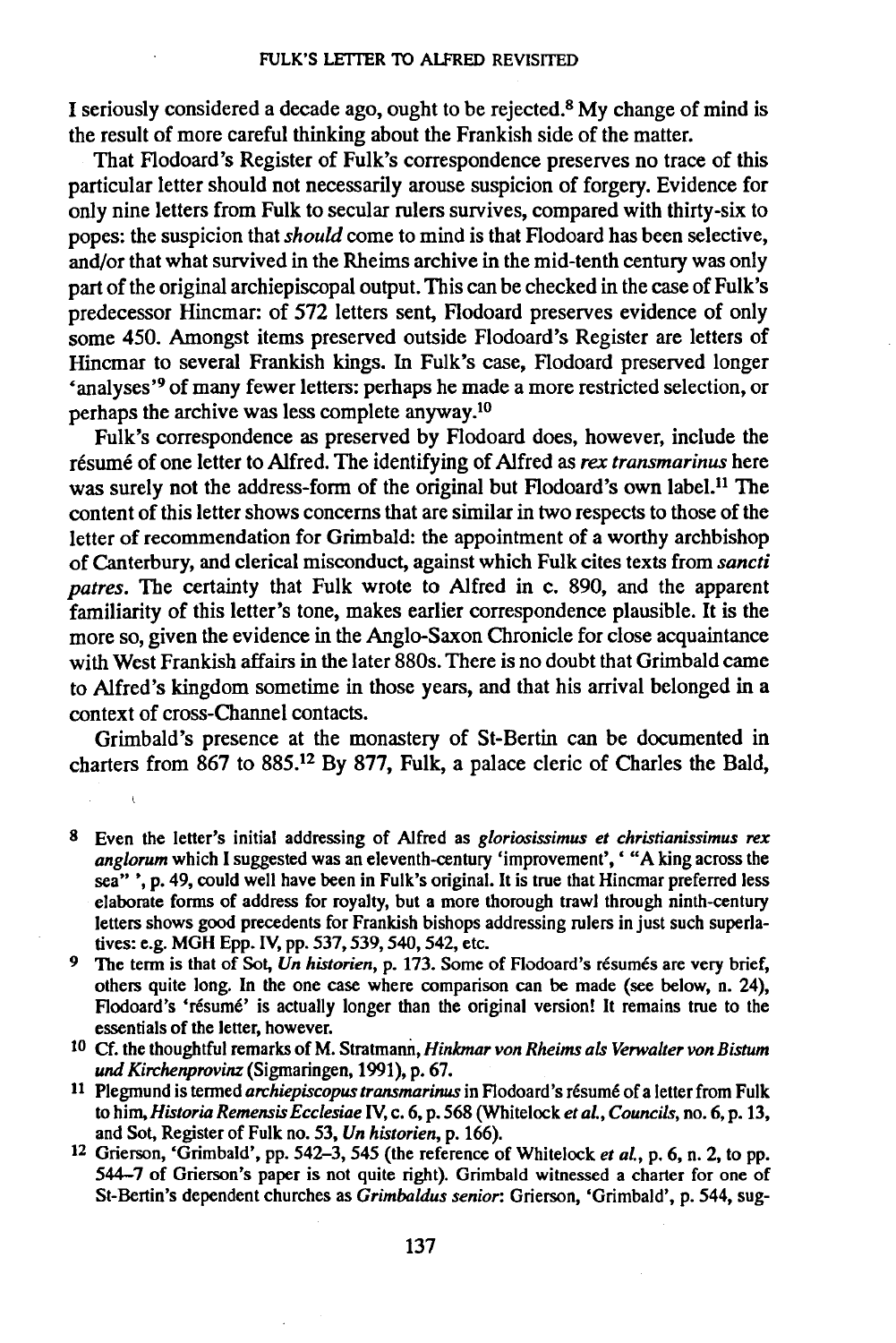I seriously considered a decade ago, ought to be rejected.[8] My change of mind is the result of more careful thinking about the Frankish side of the matter.

That Flodoard's Register of Fulk's correspondence preserves no trace of this particular letter should not necessarily arouse suspicion of forgery. Evidence for only nine letters from Fulk to secular rulers survives, compared with thirty-six to popes: the suspicion that *should* come to mind is that Flodoard has been selective, and/or that what survived in the Rheims archive in the mid-tenth century was only part of the original archiepiscopal output. This can be checked in the case of Fulk's predecessor Hincmar: of 572 letters sent, Flodoard preserves evidence of only some 450. Amongst items preserved outside Flodoard's Register are letters of Hincmar to several Frankish kings. In Fulk's case, Flodoard preserved longer 'analyses'[9] of many fewer letters: perhaps he made a more restricted selection, or perhaps the archive was less complete anyway.[10]

Fulk's correspondence as preserved by Flodoard does, however, include the résumé of one letter to Alfred. The identifying of Alfred as *rex transmarinus* here was surely not the address-form of the original but Flodoard's own label.[11] The content of this letter shows concerns that are similar in two respects to those of the letter of recommendation for Grimbald: the appointment of a worthy archbishop of Canterbury, and clerical misconduct, against which Fulk cites texts from *sancti patres*. The certainty that Fulk wrote to Alfred in c. 890, and the apparent familiarity of this letter's tone, makes earlier correspondence plausible. It is the more so, given the evidence in the Anglo-Saxon Chronicle for close acquaintance with West Frankish affairs in the later 880s. There is no doubt that Grimbald came to Alfred's kingdom sometime in those years, and that his arrival belonged in a context of cross-Channel contacts.

Grimbald's presence at the monastery of St-Bertin can be documented in charters from 867 to 885.[12] By 877, Fulk, a palace cleric of Charles the Bald,

[8] Even the letter's initial addressing of Alfred as *gloriosissimus et christianissimus rex anglorum* which I suggested was an eleventh-century 'improvement', ' "A king across the sea" ', p. 49, could well have been in Fulk's original. It is true that Hincmar preferred less elaborate forms of address for royalty, but a more thorough trawl through ninth-century letters shows good precedents for Frankish bishops addressing rulers in just such superlatives: e.g. MGH Epp. IV, pp. 537, 539, 540, 542, etc.

[9] The term is that of Sot, *Un historien*, p. 173. Some of Flodoard's résumés are very brief, others quite long. In the one case where comparison can be made (see below, n. 24), Flodoard's 'résumé' is actually longer than the original version! It remains true to the essentials of the letter, however.

[10] Cf. the thoughtful remarks of M. Stratmann, *Hinkmar von Rheims als Verwalter von Bistum und Kirchenprovinz* (Sigmaringen, 1991), p. 67.

[11] Plegmund is termed *archiepiscopus transmarinus* in Flodoard's résumé of a letter from Fulk to him, *Historia Remensis Ecclesiae* IV, c. 6, p. 568 (Whitelock *et al.*, *Councils*, no. 6, p. 13, and Sot, Register of Fulk no. 53, *Un historien*, p. 166).

[12] Grierson, 'Grimbald', pp. 542–3, 545 (the reference of Whitelock *et al.*, p. 6, n. 2, to pp. 544–7 of Grierson's paper is not quite right). Grimbald witnessed a charter for one of St-Bertin's dependent churches as *Grimbaldus senior*: Grierson, 'Grimbald', p. 544, sug-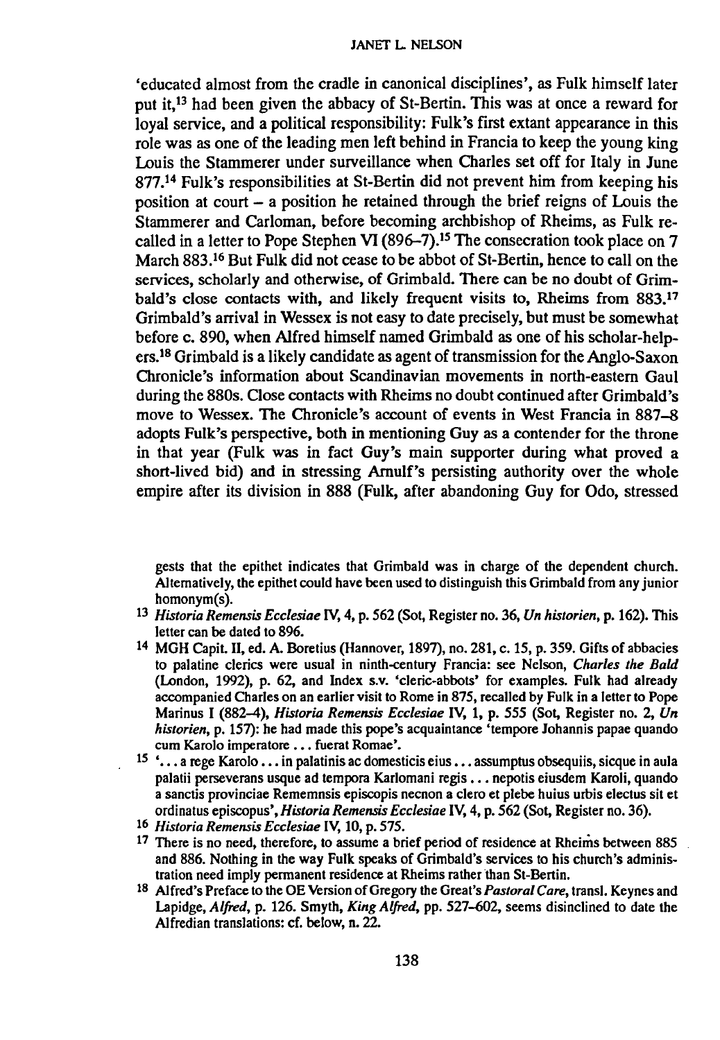'educated almost from the cradle in canonical disciplines', as Fulk himself later put it,[13] had been given the abbacy of St-Bertin. This was at once a reward for loyal service, and a political responsibility: Fulk's first extant appearance in this role was as one of the leading men left behind in Francia to keep the young king Louis the Stammerer under surveillance when Charles set off for Italy in June 877.[14] Fulk's responsibilities at St-Bertin did not prevent him from keeping his position at court – a position he retained through the brief reigns of Louis the Stammerer and Carloman, before becoming archbishop of Rheims, as Fulk recalled in a letter to Pope Stephen VI (896–7).[15] The consecration took place on 7 March 883.[16] But Fulk did not cease to be abbot of St-Bertin, hence to call on the services, scholarly and otherwise, of Grimbald. There can be no doubt of Grimbald's close contacts with, and likely frequent visits to, Rheims from 883.[17] Grimbald's arrival in Wessex is not easy to date precisely, but must be somewhat before c. 890, when Alfred himself named Grimbald as one of his scholar-helpers.[18] Grimbald is a likely candidate as agent of transmission for the Anglo-Saxon Chronicle's information about Scandinavian movements in north-eastern Gaul during the 880s. Close contacts with Rheims no doubt continued after Grimbald's move to Wessex. The Chronicle's account of events in West Francia in 887–8 adopts Fulk's perspective, both in mentioning Guy as a contender for the throne in that year (Fulk was in fact Guy's main supporter during what proved a short-lived bid) and in stressing Arnulf's persisting authority over the whole empire after its division in 888 (Fulk, after abandoning Guy for Odo, stressed

gests that the epithet indicates that Grimbald was in charge of the dependent church. Alternatively, the epithet could have been used to distinguish this Grimbald from any junior homonym(s).

[13] *Historia Remensis Ecclesiae* IV, 4, p. 562 (Sot, Register no. 36, *Un historien*, p. 162). This letter can be dated to 896.

[14] MGH Capit. II, ed. A. Boretius (Hannover, 1897), no. 281, c. 15, p. 359. Gifts of abbacies to palatine clerics were usual in ninth-century Francia: see Nelson, *Charles the Bald* (London, 1992), p. 62, and Index s.v. 'cleric-abbots' for examples. Fulk had already accompanied Charles on an earlier visit to Rome in 875, recalled by Fulk in a letter to Pope Marinus I (882–4), *Historia Remensis Ecclesiae* IV, 1, p. 555 (Sot, Register no. 2, *Un historien*, p. 157): he had made this pope's acquaintance 'tempore Johannis papae quando cum Karolo imperatore ... fuerat Romae'.

[15] '... a rege Karolo ... in palatinis ac domesticis eius ... assumptus obsequiis, sicque in aula palatii perseverans usque ad tempora Karlomani regis ... nepotis eiusdem Karoli, quando a sanctis provinciae Rememnsis episcopis necnon a clero et plebe huius urbis electus sit et ordinatus episcopus', *Historia Remensis Ecclesiae* IV, 4, p. 562 (Sot, Register no. 36).

[16] *Historia Remensis Ecclesiae* IV, 10, p. 575.

[17] There is no need, therefore, to assume a brief period of residence at Rheims between 885 and 886. Nothing in the way Fulk speaks of Grimbald's services to his church's administration need imply permanent residence at Rheims rather than St-Bertin.

[18] Alfred's Preface to the OE Version of Gregory the Great's *Pastoral Care*, transl. Keynes and Lapidge, *Alfred*, p. 126. Smyth, *King Alfred*, pp. 527–602, seems disinclined to date the Alfredian translations: cf. below, n. 22.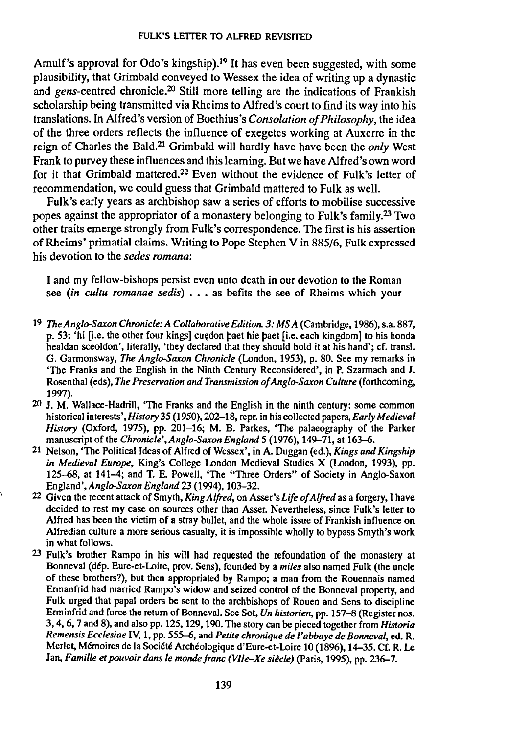Arnulf's approval for Odo's kingship).[19] It has even been suggested, with some plausibility, that Grimbald conveyed to Wessex the idea of writing up a dynastic and *gens*-centred chronicle.[20] Still more telling are the indications of Frankish scholarship being transmitted via Rheims to Alfred's court to find its way into his translations. In Alfred's version of Boethius's *Consolation of Philosophy*, the idea of the three orders reflects the influence of exegetes working at Auxerre in the reign of Charles the Bald.[21] Grimbald will hardly have have been the *only* West Frank to purvey these influences and this learning. But we have Alfred's own word for it that Grimbald mattered.[22] Even without the evidence of Fulk's letter of recommendation, we could guess that Grimbald mattered to Fulk as well.

Fulk's early years as archbishop saw a series of efforts to mobilise successive popes against the appropriator of a monastery belonging to Fulk's family.[23] Two other traits emerge strongly from Fulk's correspondence. The first is his assertion of Rheims' primatial claims. Writing to Pope Stephen V in 885/6, Fulk expressed his devotion to the *sedes romana*:

> I and my fellow-bishops persist even unto death in our devotion to the Roman see (*in cultu romanae sedis*) . . . as befits the see of Rheims which your

---

[19] *The Anglo-Saxon Chronicle: A Collaborative Edition. 3: MS A* (Cambridge, 1986), s.a. 887, p. 53: 'hi [i.e. the other four kings] cuędon þaet hie þaet [i.e. each kingdom] to his honda healdan sceoldon', literally, 'they declared that they should hold it at his hand'; cf. transl. G. Garmonsway, *The Anglo-Saxon Chronicle* (London, 1953), p. 80. See my remarks in 'The Franks and the English in the Ninth Century Reconsidered', in P. Szarmach and J. Rosenthal (eds), *The Preservation and Transmission of Anglo-Saxon Culture* (forthcoming, 1997).

[20] J. M. Wallace-Hadrill, 'The Franks and the English in the ninth century: some common historical interests', *History* 35 (1950), 202–18, repr. in his collected papers, *Early Medieval History* (Oxford, 1975), pp. 201–16; M. B. Parkes, 'The palaeography of the Parker manuscript of the *Chronicle*', *Anglo-Saxon England* 5 (1976), 149–71, at 163–6.

[21] Nelson, 'The Political Ideas of Alfred of Wessex', in A. Duggan (ed.), *Kings and Kingship in Medieval Europe*, King's College London Medieval Studies X (London, 1993), pp. 125–68, at 141–4; and T. E. Powell, 'The "Three Orders" of Society in Anglo-Saxon England', *Anglo-Saxon England* 23 (1994), 103–32.

[22] Given the recent attack of Smyth, *King Alfred*, on Asser's *Life of Alfred* as a forgery, I have decided to rest my case on sources other than Asser. Nevertheless, since Fulk's letter to Alfred has been the victim of a stray bullet, and the whole issue of Frankish influence on Alfredian culture a more serious casualty, it is impossible wholly to bypass Smyth's work in what follows.

[23] Fulk's brother Rampo in his will had requested the refoundation of the monastery at Bonneval (dép. Eure-et-Loire, prov. Sens), founded by a *miles* also named Fulk (the uncle of these brothers?), but then appropriated by Rampo; a man from the Rouennais named Ermanfrid had married Rampo's widow and seized control of the Bonneval property, and Fulk urged that papal orders be sent to the archbishops of Rouen and Sens to discipline Erminfrid and force the return of Bonneval. See Sot, *Un historien*, pp. 157–8 (Register nos. 3, 4, 6, 7 and 8), and also pp. 125, 129, 190. The story can be pieced together from *Historia Remensis Ecclesiae* IV, 1, pp. 555–6, and *Petite chronique de l'abbaye de Bonneval*, ed. R. Merlet, Mémoires de la Société Archéologique d'Eure-et-Loire 10 (1896), 14–35. Cf. R. Le Jan, *Famille et pouvoir dans le monde franc (VIIe–Xe siècle)* (Paris, 1995), pp. 236–7.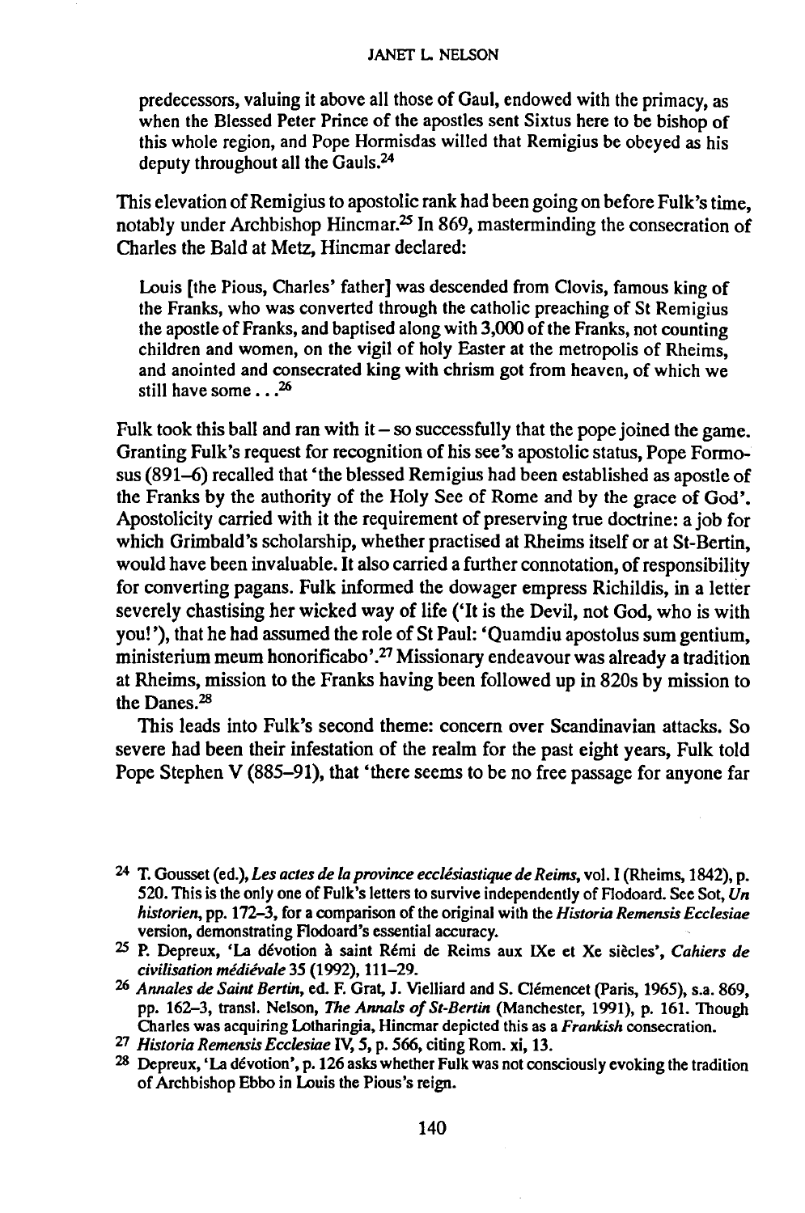predecessors, valuing it above all those of Gaul, endowed with the primacy, as when the Blessed Peter Prince of the apostles sent Sixtus here to be bishop of this whole region, and Pope Hormisdas willed that Remigius be obeyed as his deputy throughout all the Gauls.[24]

This elevation of Remigius to apostolic rank had been going on before Fulk's time, notably under Archbishop Hincmar.[25] In 869, masterminding the consecration of Charles the Bald at Metz, Hincmar declared:

> Louis [the Pious, Charles' father] was descended from Clovis, famous king of the Franks, who was converted through the catholic preaching of St Remigius the apostle of Franks, and baptised along with 3,000 of the Franks, not counting children and women, on the vigil of holy Easter at the metropolis of Rheims, and anointed and consecrated king with chrism got from heaven, of which we still have some . . .[26]

Fulk took this ball and ran with it – so successfully that the pope joined the game. Granting Fulk's request for recognition of his see's apostolic status, Pope Formosus (891–6) recalled that 'the blessed Remigius had been established as apostle of the Franks by the authority of the Holy See of Rome and by the grace of God'. Apostolicity carried with it the requirement of preserving true doctrine: a job for which Grimbald's scholarship, whether practised at Rheims itself or at St-Bertin, would have been invaluable. It also carried a further connotation, of responsibility for converting pagans. Fulk informed the dowager empress Richildis, in a letter severely chastising her wicked way of life ('It is the Devil, not God, who is with you!'), that he had assumed the role of St Paul: 'Quamdiu apostolus sum gentium, ministerium meum honorificabo'.[27] Missionary endeavour was already a tradition at Rheims, mission to the Franks having been followed up in 820s by mission to the Danes.[28]

This leads into Fulk's second theme: concern over Scandinavian attacks. So severe had been their infestation of the realm for the past eight years, Fulk told Pope Stephen V (885–91), that 'there seems to be no free passage for anyone far

---

[24] T. Gousset (ed.), *Les actes de la province ecclésiastique de Reims*, vol. I (Rheims, 1842), p. 520. This is the only one of Fulk's letters to survive independently of Flodoard. See Sot, *Un historien*, pp. 172–3, for a comparison of the original with the *Historia Remensis Ecclesiae* version, demonstrating Flodoard's essential accuracy.

[25] P. Depreux, 'La dévotion à saint Rémi de Reims aux IXe et Xe siècles', *Cahiers de civilisation médiévale* 35 (1992), 111–29.

[26] *Annales de Saint Bertin*, ed. F. Grat, J. Vielliard and S. Clémencet (Paris, 1965), s.a. 869, pp. 162–3, transl. Nelson, *The Annals of St-Bertin* (Manchester, 1991), p. 161. Though Charles was acquiring Lotharingia, Hincmar depicted this as a *Frankish* consecration.

[27] *Historia Remensis Ecclesiae* IV, 5, p. 566, citing Rom. xi, 13.

[28] Depreux, 'La dévotion', p. 126 asks whether Fulk was not consciously evoking the tradition of Archbishop Ebbo in Louis the Pious's reign.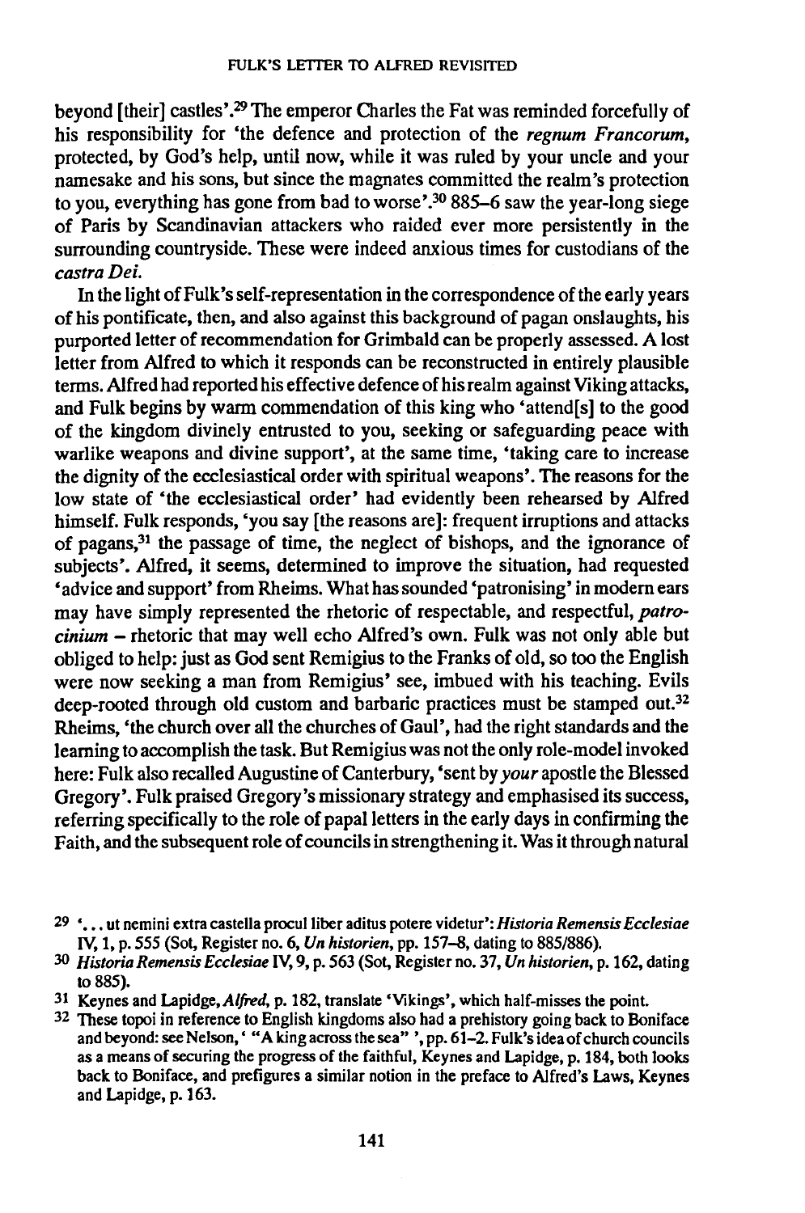beyond [their] castles'.[29] The emperor Charles the Fat was reminded forcefully of his responsibility for 'the defence and protection of the *regnum Francorum*, protected, by God's help, until now, while it was ruled by your uncle and your namesake and his sons, but since the magnates committed the realm's protection to you, everything has gone from bad to worse'.[30] 885–6 saw the year-long siege of Paris by Scandinavian attackers who raided ever more persistently in the surrounding countryside. These were indeed anxious times for custodians of the *castra Dei*.

In the light of Fulk's self-representation in the correspondence of the early years of his pontificate, then, and also against this background of pagan onslaughts, his purported letter of recommendation for Grimbald can be properly assessed. A lost letter from Alfred to which it responds can be reconstructed in entirely plausible terms. Alfred had reported his effective defence of his realm against Viking attacks, and Fulk begins by warm commendation of this king who 'attend[s] to the good of the kingdom divinely entrusted to you, seeking or safeguarding peace with warlike weapons and divine support', at the same time, 'taking care to increase the dignity of the ecclesiastical order with spiritual weapons'. The reasons for the low state of 'the ecclesiastical order' had evidently been rehearsed by Alfred himself. Fulk responds, 'you say [the reasons are]: frequent irruptions and attacks of pagans,[31] the passage of time, the neglect of bishops, and the ignorance of subjects'. Alfred, it seems, determined to improve the situation, had requested 'advice and support' from Rheims. What has sounded 'patronising' in modern ears may have simply represented the rhetoric of respectable, and respectful, *patrocinium* – rhetoric that may well echo Alfred's own. Fulk was not only able but obliged to help: just as God sent Remigius to the Franks of old, so too the English were now seeking a man from Remigius' see, imbued with his teaching. Evils deep-rooted through old custom and barbaric practices must be stamped out.[32] Rheims, 'the church over all the churches of Gaul', had the right standards and the learning to accomplish the task. But Remigius was not the only role-model invoked here: Fulk also recalled Augustine of Canterbury, 'sent by *your* apostle the Blessed Gregory'. Fulk praised Gregory's missionary strategy and emphasised its success, referring specifically to the role of papal letters in the early days in confirming the Faith, and the subsequent role of councils in strengthening it. Was it through natural

[29] '... ut nemini extra castella procul liber aditus potere videtur': *Historia Remensis Ecclesiae* IV, 1, p. 555 (Sot, Register no. 6, *Un historien*, pp. 157–8, dating to 885/886).

[30] *Historia Remensis Ecclesiae* IV, 9, p. 563 (Sot, Register no. 37, *Un historien*, p. 162, dating to 885).

[31] Keynes and Lapidge, *Alfred*, p. 182, translate 'Vikings', which half-misses the point.

[32] These topoi in reference to English kingdoms also had a prehistory going back to Boniface and beyond: see Nelson, ' "A king across the sea" ', pp. 61–2. Fulk's idea of church councils as a means of securing the progress of the faithful, Keynes and Lapidge, p. 184, both looks back to Boniface, and prefigures a similar notion in the preface to Alfred's Laws, Keynes and Lapidge, p. 163.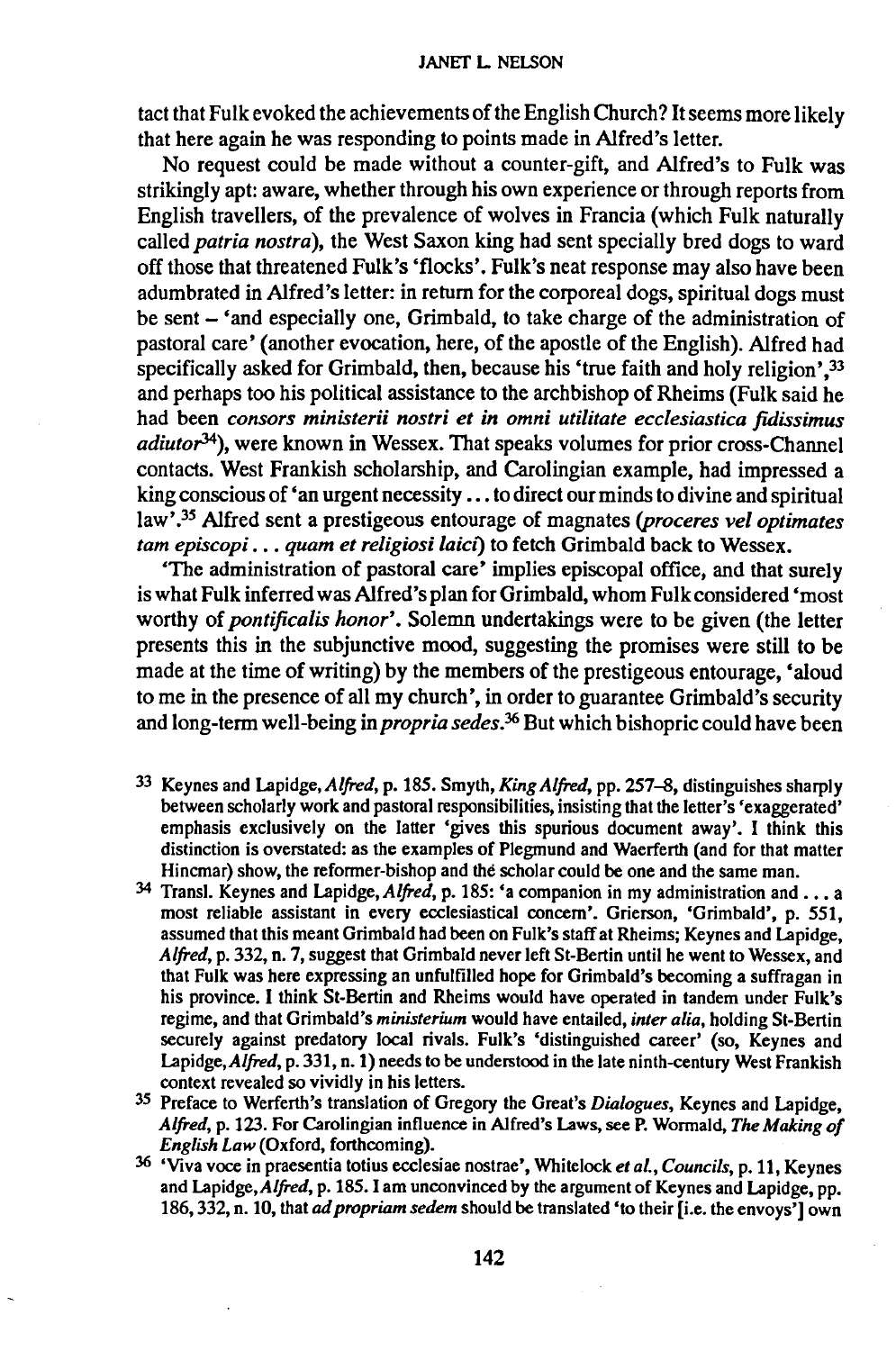tact that Fulk evoked the achievements of the English Church? It seems more likely that here again he was responding to points made in Alfred's letter.

No request could be made without a counter-gift, and Alfred's to Fulk was strikingly apt: aware, whether through his own experience or through reports from English travellers, of the prevalence of wolves in Francia (which Fulk naturally called *patria nostra*), the West Saxon king had sent specially bred dogs to ward off those that threatened Fulk's 'flocks'. Fulk's neat response may also have been adumbrated in Alfred's letter: in return for the corporeal dogs, spiritual dogs must be sent – 'and especially one, Grimbald, to take charge of the administration of pastoral care' (another evocation, here, of the apostle of the English). Alfred had specifically asked for Grimbald, then, because his 'true faith and holy religion',[33] and perhaps too his political assistance to the archbishop of Rheims (Fulk said he had been *consors ministerii nostri et in omni utilitate ecclesiastica fidissimus adiutor*[34]), were known in Wessex. That speaks volumes for prior cross-Channel contacts. West Frankish scholarship, and Carolingian example, had impressed a king conscious of 'an urgent necessity ... to direct our minds to divine and spiritual law'.[35] Alfred sent a prestigeous entourage of magnates (*proceres vel optimates tam episcopi ... quam et religiosi laici*) to fetch Grimbald back to Wessex.

'The administration of pastoral care' implies episcopal office, and that surely is what Fulk inferred was Alfred's plan for Grimbald, whom Fulk considered 'most worthy of *pontificalis honor*'. Solemn undertakings were to be given (the letter presents this in the subjunctive mood, suggesting the promises were still to be made at the time of writing) by the members of the prestigeous entourage, 'aloud to me in the presence of all my church', in order to guarantee Grimbald's security and long-term well-being in *propria sedes*.[36] But which bishopric could have been

---

33 Keynes and Lapidge, *Alfred*, p. 185. Smyth, *King Alfred*, pp. 257–8, distinguishes sharply between scholarly work and pastoral responsibilities, insisting that the letter's 'exaggerated' emphasis exclusively on the latter 'gives this spurious document away'. I think this distinction is overstated: as the examples of Plegmund and Waerferth (and for that matter Hincmar) show, the reformer-bishop and the scholar could be one and the same man.

34 Transl. Keynes and Lapidge, *Alfred*, p. 185: 'a companion in my administration and ... a most reliable assistant in every ecclesiastical concern'. Grierson, 'Grimbald', p. 551, assumed that this meant Grimbald had been on Fulk's staff at Rheims; Keynes and Lapidge, *Alfred*, p. 332, n. 7, suggest that Grimbald never left St-Bertin until he went to Wessex, and that Fulk was here expressing an unfulfilled hope for Grimbald's becoming a suffragan in his province. I think St-Bertin and Rheims would have operated in tandem under Fulk's regime, and that Grimbald's *ministerium* would have entailed, *inter alia*, holding St-Bertin securely against predatory local rivals. Fulk's 'distinguished career' (so, Keynes and Lapidge, *Alfred*, p. 331, n. 1) needs to be understood in the late ninth-century West Frankish context revealed so vividly in his letters.

35 Preface to Werferth's translation of Gregory the Great's *Dialogues*, Keynes and Lapidge, *Alfred*, p. 123. For Carolingian influence in Alfred's Laws, see P. Wormald, *The Making of English Law* (Oxford, forthcoming).

36 'Viva voce in praesentia totius ecclesiae nostrae', Whitelock *et al.*, *Councils*, p. 11, Keynes and Lapidge, *Alfred*, p. 185. I am unconvinced by the argument of Keynes and Lapidge, pp. 186, 332, n. 10, that *ad propriam sedem* should be translated 'to their [i.e. the envoys'] own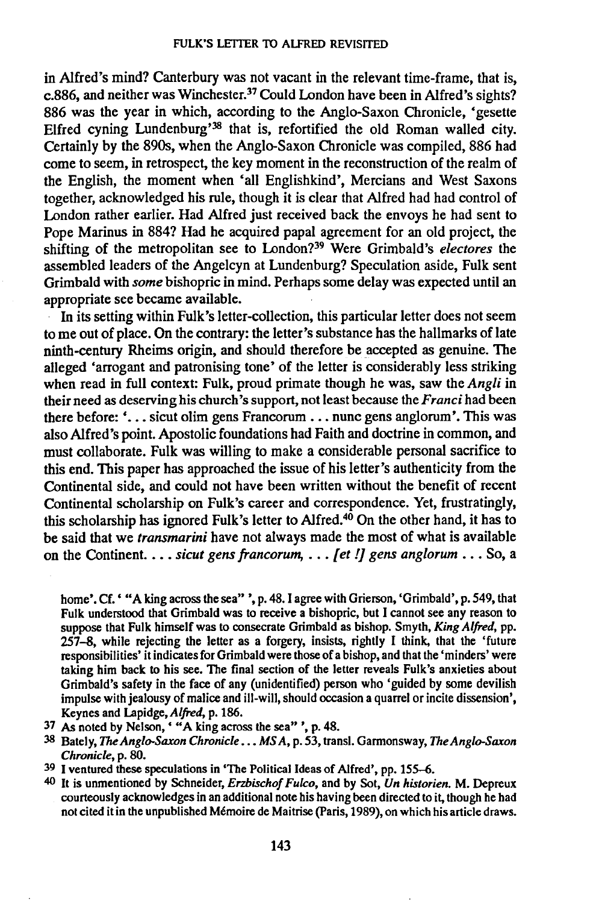in Alfred's mind? Canterbury was not vacant in the relevant time-frame, that is, c.886, and neither was Winchester.[37] Could London have been in Alfred's sights? 886 was the year in which, according to the Anglo-Saxon Chronicle, 'gesette Elfred cyning Lundenburg'[38] that is, refortified the old Roman walled city. Certainly by the 890s, when the Anglo-Saxon Chronicle was compiled, 886 had come to seem, in retrospect, the key moment in the reconstruction of the realm of the English, the moment when 'all Englishkind', Mercians and West Saxons together, acknowledged his rule, though it is clear that Alfred had had control of London rather earlier. Had Alfred just received back the envoys he had sent to Pope Marinus in 884? Had he acquired papal agreement for an old project, the shifting of the metropolitan see to London?[39] Were Grimbald's *electores* the assembled leaders of the Angelcyn at Lundenburg? Speculation aside, Fulk sent Grimbald with *some* bishopric in mind. Perhaps some delay was expected until an appropriate see became available.

In its setting within Fulk's letter-collection, this particular letter does not seem to me out of place. On the contrary: the letter's substance has the hallmarks of late ninth-century Rheims origin, and should therefore be accepted as genuine. The alleged 'arrogant and patronising tone' of the letter is considerably less striking when read in full context: Fulk, proud primate though he was, saw the *Angli* in their need as deserving his church's support, not least because the *Franci* had been there before: '... sicut olim gens Francorum ... nunc gens anglorum'. This was also Alfred's point. Apostolic foundations had Faith and doctrine in common, and must collaborate. Fulk was willing to make a considerable personal sacrifice to this end. This paper has approached the issue of his letter's authenticity from the Continental side, and could not have been written without the benefit of recent Continental scholarship on Fulk's career and correspondence. Yet, frustratingly, this scholarship has ignored Fulk's letter to Alfred.[40] On the other hand, it has to be said that we *transmarini* have not always made the most of what is available on the Continent. ... *sicut gens francorum, ... [et !] gens anglorum* ... So, a

home'. Cf. ' "A king across the sea" ', p. 48. I agree with Grierson, 'Grimbald', p. 549, that Fulk understood that Grimbald was to receive a bishopric, but I cannot see any reason to suppose that Fulk himself was to consecrate Grimbald as bishop. Smyth, *King Alfred*, pp. 257–8, while rejecting the letter as a forgery, insists, rightly I think, that the 'future responsibilities' it indicates for Grimbald were those of a bishop, and that the 'minders' were taking him back to his see. The final section of the letter reveals Fulk's anxieties about Grimbald's safety in the face of any (unidentified) person who 'guided by some devilish impulse with jealousy of malice and ill-will, should occasion a quarrel or incite dissension', Keynes and Lapidge, *Alfred*, p. 186.

[37] As noted by Nelson, ' "A king across the sea" ', p. 48.

[38] Bately, *The Anglo-Saxon Chronicle ... MS A*, p. 53, transl. Garmonsway, *The Anglo-Saxon Chronicle*, p. 80.

[39] I ventured these speculations in 'The Political Ideas of Alfred', pp. 155–6.

[40] It is unmentioned by Schneider, *Erzbischof Fulco*, and by Sot, *Un historien*. M. Depreux courteously acknowledges in an additional note his having been directed to it, though he had not cited it in the unpublished Mémoire de Maitrise (Paris, 1989), on which his article draws.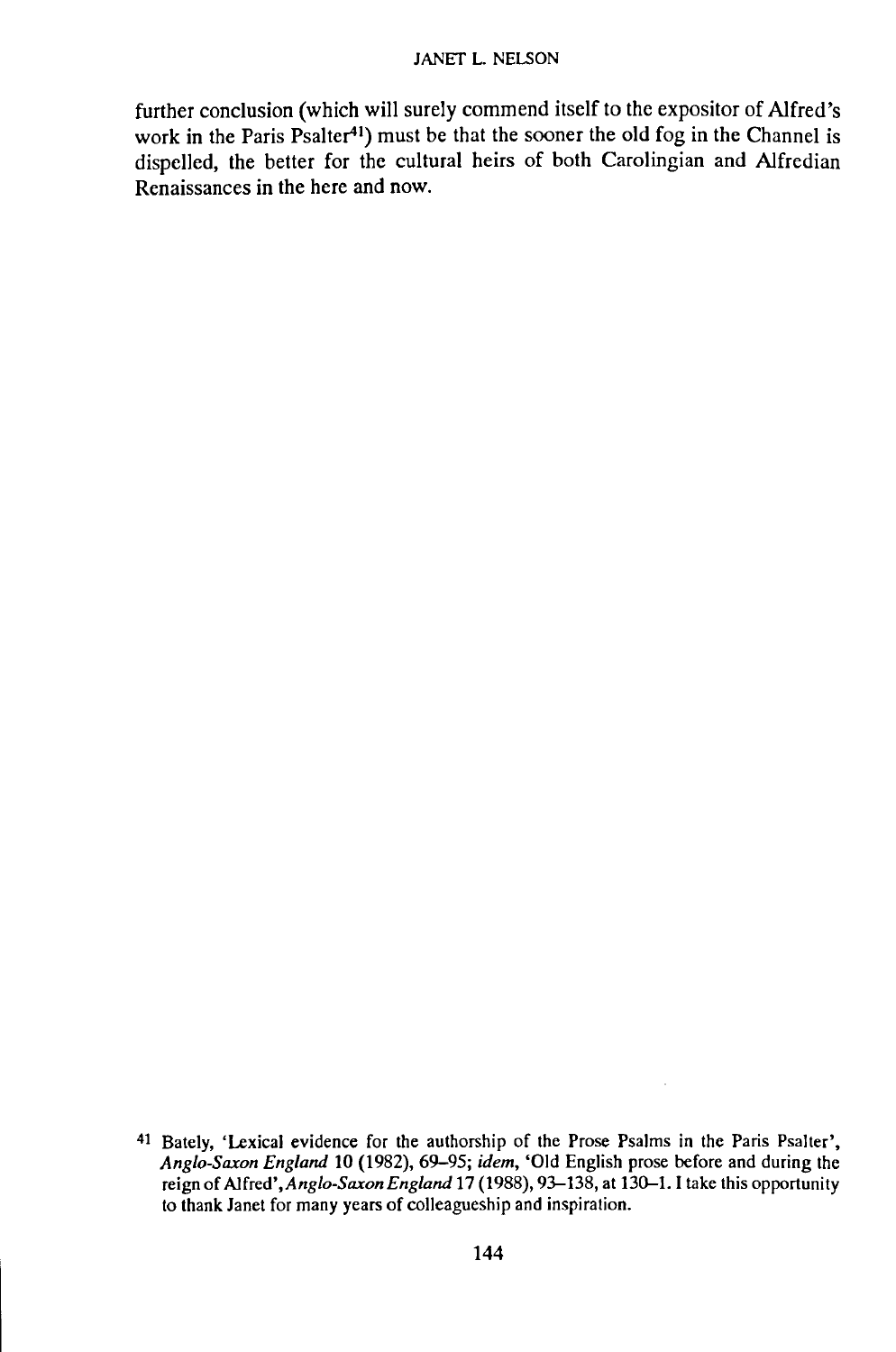further conclusion (which will surely commend itself to the expositor of Alfred's work in the Paris Psalter[41]) must be that the sooner the old fog in the Channel is dispelled, the better for the cultural heirs of both Carolingian and Alfredian Renaissances in the here and now.

---

[41] Bately, 'Lexical evidence for the authorship of the Prose Psalms in the Paris Psalter', *Anglo-Saxon England* 10 (1982), 69–95; *idem*, 'Old English prose before and during the reign of Alfred', *Anglo-Saxon England* 17 (1988), 93–138, at 130–1. I take this opportunity to thank Janet for many years of colleagueship and inspiration.